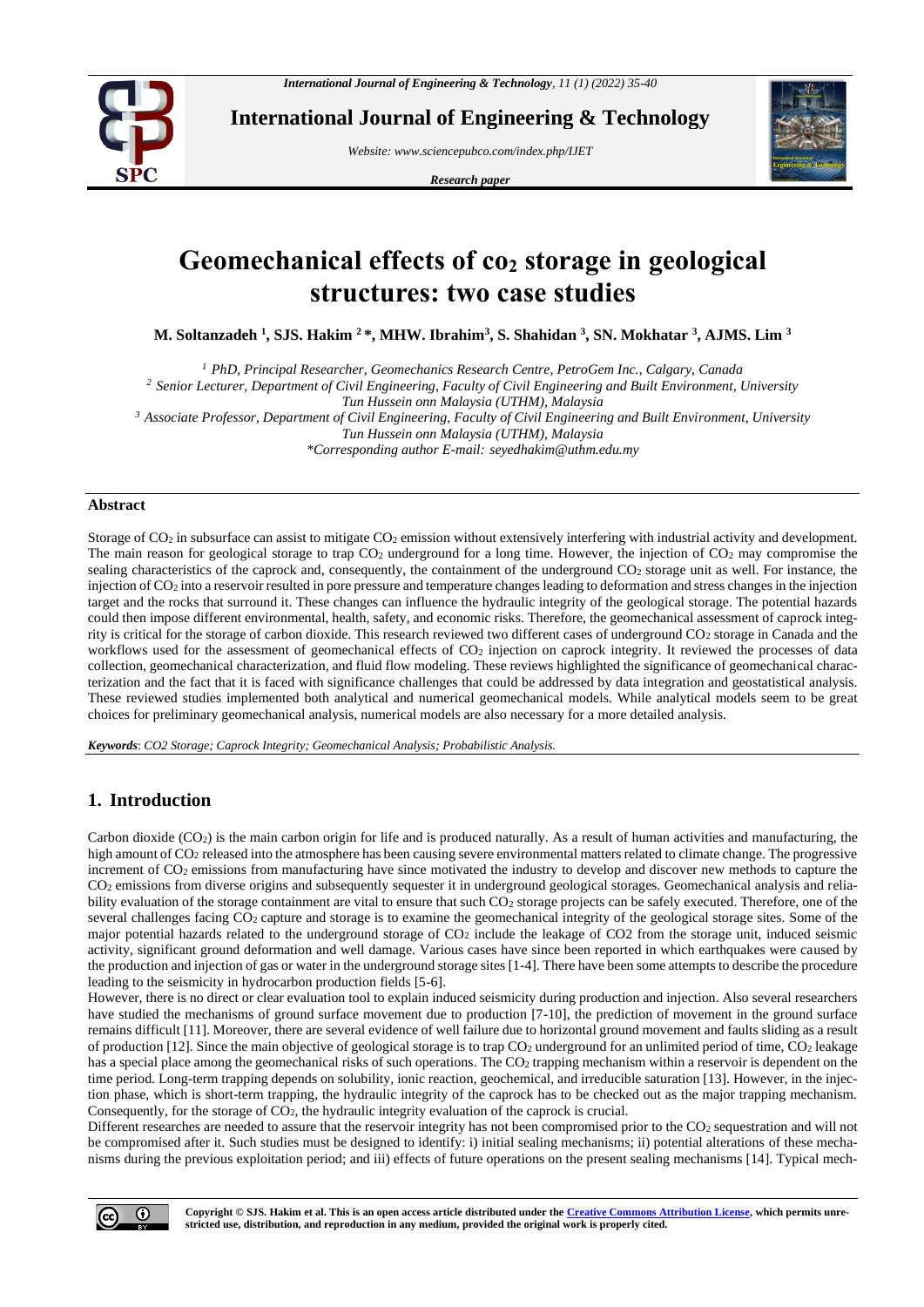# Geomechanical effects of co₂ storage in geological structures: two case studies

**M. Soltanzadeh [1], SJS. Hakim [2]*, MHW. Ibrahim[3], S. Shahidan [3], SN. Mokhatar [3], AJMS. Lim [3]**

[1] PhD, Principal Researcher, Geomechanics Research Centre, PetroGem Inc., Calgary, Canada

[2] Senior Lecturer, Department of Civil Engineering, Faculty of Civil Engineering and Built Environment, University Tun Hussein onn Malaysia (UTHM), Malaysia

[3] Associate Professor, Department of Civil Engineering, Faculty of Civil Engineering and Built Environment, University Tun Hussein onn Malaysia (UTHM), Malaysia

*Corresponding author E-mail: seyedhakim@uthm.edu.my

## Abstract

Storage of $CO_2$ in subsurface can assist to mitigate $CO_2$ emission without extensively interfering with industrial activity and development. The main reason for geological storage to trap $CO_2$ underground for a long time. However, the injection of $CO_2$ may compromise the sealing characteristics of the caprock and, consequently, the containment of the underground $CO_2$ storage unit as well. For instance, the injection of $CO_2$ into a reservoir resulted in pore pressure and temperature changes leading to deformation and stress changes in the injection target and the rocks that surround it. These changes can influence the hydraulic integrity of the geological storage. The potential hazards could then impose different environmental, health, safety, and economic risks. Therefore, the geomechanical assessment of caprock integrity is critical for the storage of carbon dioxide. This research reviewed two different cases of underground $CO_2$ storage in Canada and the workflows used for the assessment of geomechanical effects of $CO_2$ injection on caprock integrity. It reviewed the processes of data collection, geomechanical characterization, and fluid flow modeling. These reviews highlighted the significance of geomechanical characterization and the fact that it is faced with significance challenges that could be addressed by data integration and geostatistical analysis. These reviewed studies implemented both analytical and numerical geomechanical models. While analytical models seem to be great choices for preliminary geomechanical analysis, numerical models are also necessary for a more detailed analysis.

*Keywords*: *CO2 Storage; Caprock Integrity; Geomechanical Analysis; Probabilistic Analysis.*

## 1. Introduction

Carbon dioxide ($CO_2$) is the main carbon origin for life and is produced naturally. As a result of human activities and manufacturing, the high amount of $CO_2$ released into the atmosphere has been causing severe environmental matters related to climate change. The progressive increment of $CO_2$ emissions from manufacturing have since motivated the industry to develop and discover new methods to capture the $CO_2$ emissions from diverse origins and subsequently sequester it in underground geological storages. Geomechanical analysis and reliability evaluation of the storage containment are vital to ensure that such $CO_2$ storage projects can be safely executed. Therefore, one of the several challenges facing $CO_2$ capture and storage is to examine the geomechanical integrity of the geological storage sites. Some of the major potential hazards related to the underground storage of $CO_2$ include the leakage of CO2 from the storage unit, induced seismic activity, significant ground deformation and well damage. Various cases have since been reported in which earthquakes were caused by the production and injection of gas or water in the underground storage sites [1-4]. There have been some attempts to describe the procedure leading to the seismicity in hydrocarbon production fields [5-6].

However, there is no direct or clear evaluation tool to explain induced seismicity during production and injection. Also several researchers have studied the mechanisms of ground surface movement due to production [7-10], the prediction of movement in the ground surface remains difficult [11]. Moreover, there are several evidence of well failure due to horizontal ground movement and faults sliding as a result of production [12]. Since the main objective of geological storage is to trap $CO_2$ underground for an unlimited period of time, $CO_2$ leakage has a special place among the geomechanical risks of such operations. The $CO_2$ trapping mechanism within a reservoir is dependent on the time period. Long-term trapping depends on solubility, ionic reaction, geochemical, and irreducible saturation [13]. However, in the injection phase, which is short-term trapping, the hydraulic integrity of the caprock has to be checked out as the major trapping mechanism. Consequently, for the storage of $CO_2$, the hydraulic integrity evaluation of the caprock is crucial.

Different researches are needed to assure that the reservoir integrity has not been compromised prior to the $CO_2$ sequestration and will not be compromised after it. Such studies must be designed to identify: i) initial sealing mechanisms; ii) potential alterations of these mechanisms during the previous exploitation period; and iii) effects of future operations on the present sealing mechanisms [14]. Typical mech-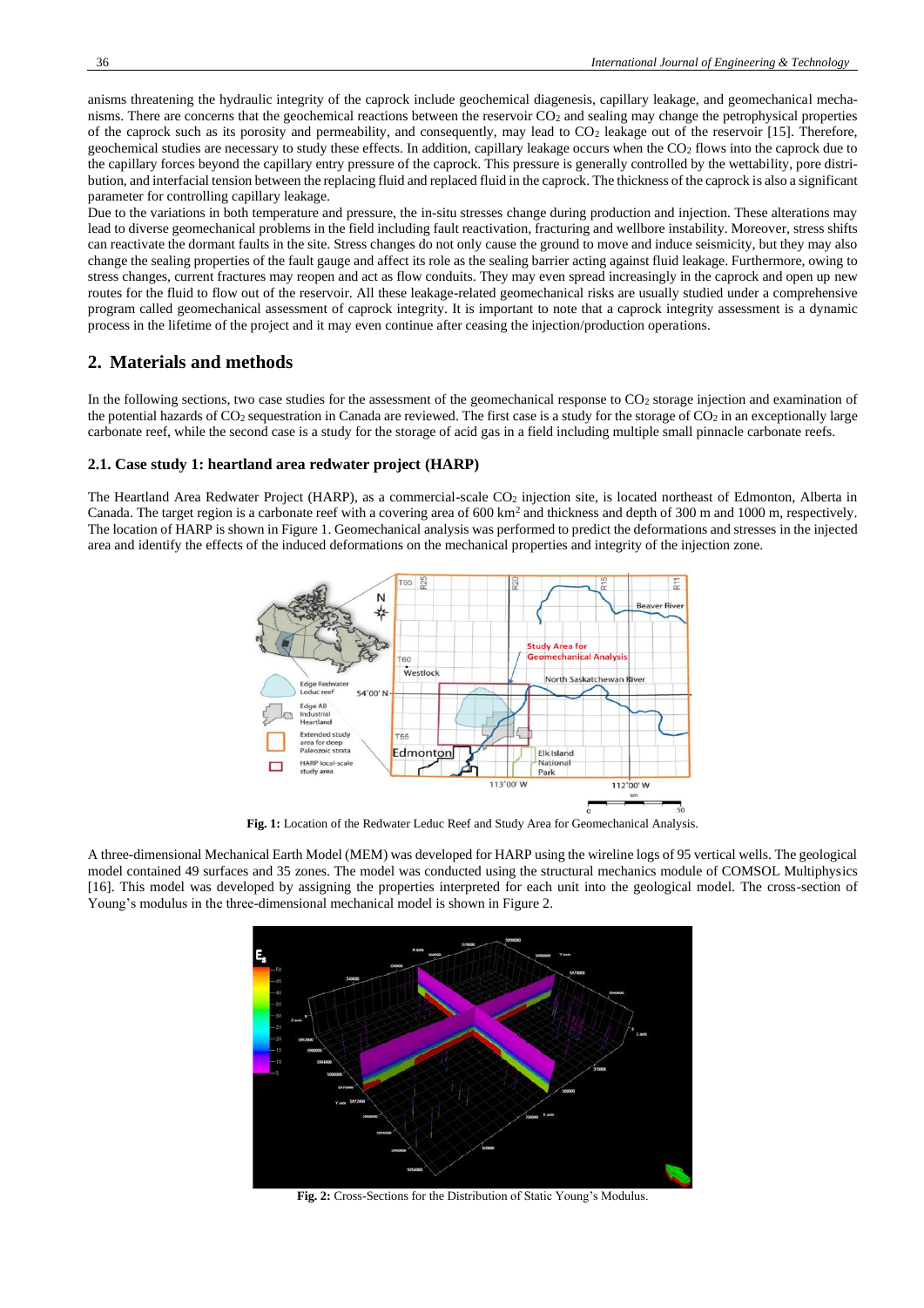anisms threatening the hydraulic integrity of the caprock include geochemical diagenesis, capillary leakage, and geomechanical mechanisms. There are concerns that the geochemical reactions between the reservoir $CO_2$ and sealing may change the petrophysical properties of the caprock such as its porosity and permeability, and consequently, may lead to $CO_2$ leakage out of the reservoir [15]. Therefore, geochemical studies are necessary to study these effects. In addition, capillary leakage occurs when the $CO_2$ flows into the caprock due to the capillary forces beyond the capillary entry pressure of the caprock. This pressure is generally controlled by the wettability, pore distribution, and interfacial tension between the replacing fluid and replaced fluid in the caprock. The thickness of the caprock is also a significant parameter for controlling capillary leakage.

Due to the variations in both temperature and pressure, the in-situ stresses change during production and injection. These alterations may lead to diverse geomechanical problems in the field including fault reactivation, fracturing and wellbore instability. Moreover, stress shifts can reactivate the dormant faults in the site. Stress changes do not only cause the ground to move and induce seismicity, but they may also change the sealing properties of the fault gauge and affect its role as the sealing barrier acting against fluid leakage. Furthermore, owing to stress changes, current fractures may reopen and act as flow conduits. They may even spread increasingly in the caprock and open up new routes for the fluid to flow out of the reservoir. All these leakage-related geomechanical risks are usually studied under a comprehensive program called geomechanical assessment of caprock integrity. It is important to note that a caprock integrity assessment is a dynamic process in the lifetime of the project and it may even continue after ceasing the injection/production operations.

## 2. Materials and methods

In the following sections, two case studies for the assessment of the geomechanical response to $CO_2$ storage injection and examination of the potential hazards of $CO_2$ sequestration in Canada are reviewed. The first case is a study for the storage of $CO_2$ in an exceptionally large carbonate reef, while the second case is a study for the storage of acid gas in a field including multiple small pinnacle carbonate reefs.

### 2.1. Case study 1: heartland area redwater project (HARP)

The Heartland Area Redwater Project (HARP), as a commercial-scale $CO_2$ injection site, is located northeast of Edmonton, Alberta in Canada. The target region is a carbonate reef with a covering area of 600 km$^2$ and thickness and depth of 300 m and 1000 m, respectively. The location of HARP is shown in Figure 1. Geomechanical analysis was performed to predict the deformations and stresses in the injected area and identify the effects of the induced deformations on the mechanical properties and integrity of the injection zone.

**Fig. 1:** Location of the Redwater Leduc Reef and Study Area for Geomechanical Analysis.

A three-dimensional Mechanical Earth Model (MEM) was developed for HARP using the wireline logs of 95 vertical wells. The geological model contained 49 surfaces and 35 zones. The model was conducted using the structural mechanics module of COMSOL Multiphysics [16]. This model was developed by assigning the properties interpreted for each unit into the geological model. The cross-section of Young's modulus in the three-dimensional mechanical model is shown in Figure 2.

**Fig. 2:** Cross-Sections for the Distribution of Static Young's Modulus.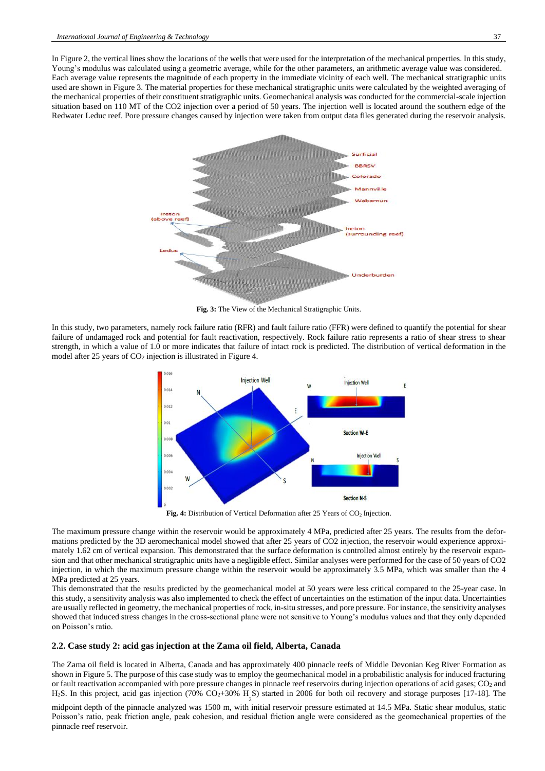In Figure 2, the vertical lines show the locations of the wells that were used for the interpretation of the mechanical properties. In this study, Young's modulus was calculated using a geometric average, while for the other parameters, an arithmetic average value was considered. Each average value represents the magnitude of each property in the immediate vicinity of each well. The mechanical stratigraphic units used are shown in Figure 3. The material properties for these mechanical stratigraphic units were calculated by the weighted averaging of the mechanical properties of their constituent stratigraphic units. Geomechanical analysis was conducted for the commercial-scale injection situation based on 110 MT of the CO2 injection over a period of 50 years. The injection well is located around the southern edge of the Redwater Leduc reef. Pore pressure changes caused by injection were taken from output data files generated during the reservoir analysis.

**Fig. 3:** The View of the Mechanical Stratigraphic Units.

In this study, two parameters, namely rock failure ratio (RFR) and fault failure ratio (FFR) were defined to quantify the potential for shear failure of undamaged rock and potential for fault reactivation, respectively. Rock failure ratio represents a ratio of shear stress to shear strength, in which a value of 1.0 or more indicates that failure of intact rock is predicted. The distribution of vertical deformation in the model after 25 years of $CO_2$ injection is illustrated in Figure 4.

**Fig. 4:** Distribution of Vertical Deformation after 25 Years of $CO_2$ Injection.

The maximum pressure change within the reservoir would be approximately 4 MPa, predicted after 25 years. The results from the deformations predicted by the 3D aeromechanical model showed that after 25 years of CO2 injection, the reservoir would experience approximately 1.62 cm of vertical expansion. This demonstrated that the surface deformation is controlled almost entirely by the reservoir expansion and that other mechanical stratigraphic units have a negligible effect. Similar analyses were performed for the case of 50 years of CO2 injection, in which the maximum pressure change within the reservoir would be approximately 3.5 MPa, which was smaller than the 4 MPa predicted at 25 years.

This demonstrated that the results predicted by the geomechanical model at 50 years were less critical compared to the 25-year case. In this study, a sensitivity analysis was also implemented to check the effect of uncertainties on the estimation of the input data. Uncertainties are usually reflected in geometry, the mechanical properties of rock, in-situ stresses, and pore pressure. For instance, the sensitivity analyses showed that induced stress changes in the cross-sectional plane were not sensitive to Young's modulus values and that they only depended on Poisson's ratio.

### 2.2. Case study 2: acid gas injection at the Zama oil field, Alberta, Canada

The Zama oil field is located in Alberta, Canada and has approximately 400 pinnacle reefs of Middle Devonian Keg River Formation as shown in Figure 5. The purpose of this case study was to employ the geomechanical model in a probabilistic analysis for induced fracturing or fault reactivation accompanied with pore pressure changes in pinnacle reef reservoirs during injection operations of acid gases; $CO_2$ and $H_2S$. In this project, acid gas injection (70% $CO_2$+30% $H_2S$) started in 2006 for both oil recovery and storage purposes [17-18]. The midpoint depth of the pinnacle analyzed was 1500 m, with initial reservoir pressure estimated at 14.5 MPa. Static shear modulus, static Poisson's ratio, peak friction angle, peak cohesion, and residual friction angle were considered as the geomechanical properties of the pinnacle reef reservoir.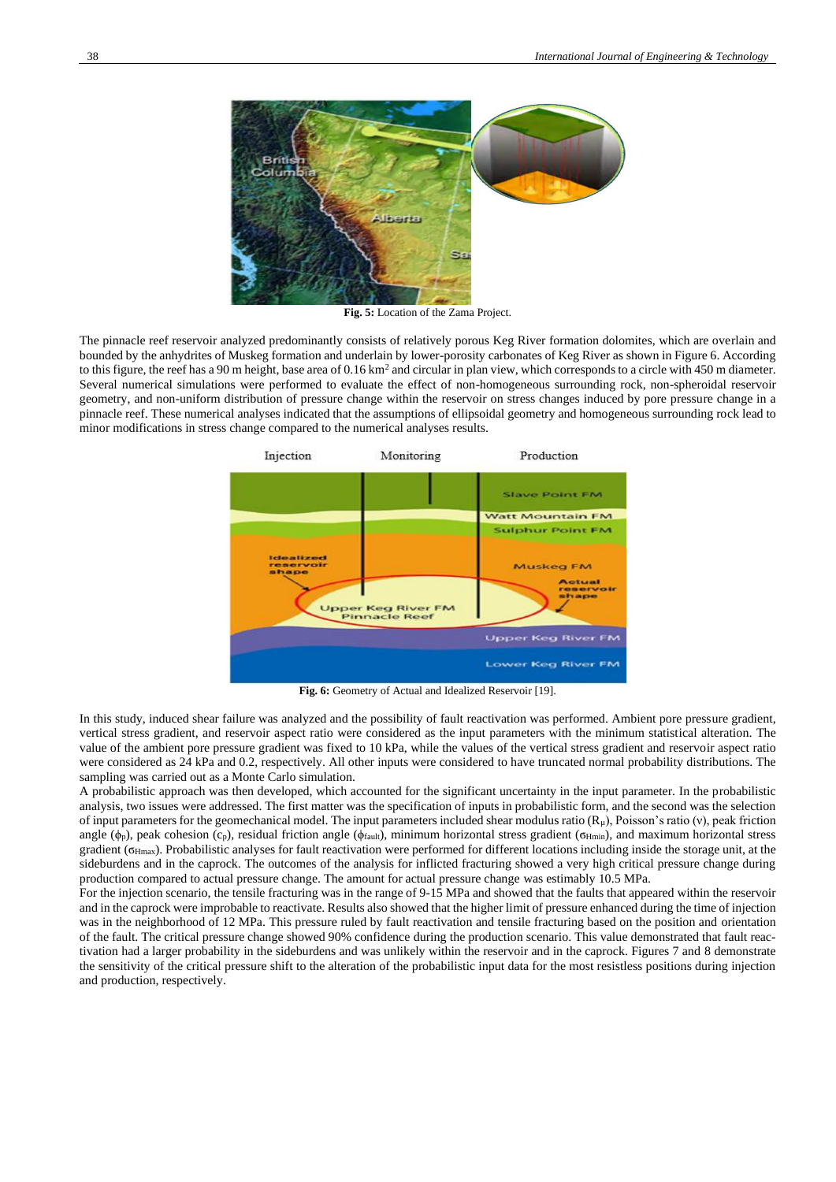Fig. 5: Location of the Zama Project.

The pinnacle reef reservoir analyzed predominantly consists of relatively porous Keg River formation dolomites, which are overlain and bounded by the anhydrites of Muskeg formation and underlain by lower-porosity carbonates of Keg River as shown in Figure 6. According to this figure, the reef has a 90 m height, base area of 0.16 km$^2$ and circular in plan view, which corresponds to a circle with 450 m diameter. Several numerical simulations were performed to evaluate the effect of non-homogeneous surrounding rock, non-spheroidal reservoir geometry, and non-uniform distribution of pressure change within the reservoir on stress changes induced by pore pressure change in a pinnacle reef. These numerical analyses indicated that the assumptions of ellipsoidal geometry and homogeneous surrounding rock lead to minor modifications in stress change compared to the numerical analyses results.

Fig. 6: Geometry of Actual and Idealized Reservoir [19].

In this study, induced shear failure was analyzed and the possibility of fault reactivation was performed. Ambient pore pressure gradient, vertical stress gradient, and reservoir aspect ratio were considered as the input parameters with the minimum statistical alteration. The value of the ambient pore pressure gradient was fixed to 10 kPa, while the values of the vertical stress gradient and reservoir aspect ratio were considered as 24 kPa and 0.2, respectively. All other inputs were considered to have truncated normal probability distributions. The sampling was carried out as a Monte Carlo simulation.

A probabilistic approach was then developed, which accounted for the significant uncertainty in the input parameter. In the probabilistic analysis, two issues were addressed. The first matter was the specification of inputs in probabilistic form, and the second was the selection of input parameters for the geomechanical model. The input parameters included shear modulus ratio ($R_\mu$), Poisson's ratio ($\nu$), peak friction angle ($\phi_p$), peak cohesion ($c_p$), residual friction angle ($\phi_{fault}$), minimum horizontal stress gradient ($\sigma_{Hmin}$), and maximum horizontal stress gradient ($\sigma_{Hmax}$). Probabilistic analyses for fault reactivation were performed for different locations including inside the storage unit, at the sideburdens and in the caprock. The outcomes of the analysis for inflicted fracturing showed a very high critical pressure change during production compared to actual pressure change. The amount for actual pressure change was estimably 10.5 MPa.

For the injection scenario, the tensile fracturing was in the range of 9-15 MPa and showed that the faults that appeared within the reservoir and in the caprock were improbable to reactivate. Results also showed that the higher limit of pressure enhanced during the time of injection was in the neighborhood of 12 MPa. This pressure ruled by fault reactivation and tensile fracturing based on the position and orientation of the fault. The critical pressure change showed 90% confidence during the production scenario. This value demonstrated that fault reactivation had a larger probability in the sideburdens and was unlikely within the reservoir and in the caprock. Figures 7 and 8 demonstrate the sensitivity of the critical pressure shift to the alteration of the probabilistic input data for the most resistless positions during injection and production, respectively.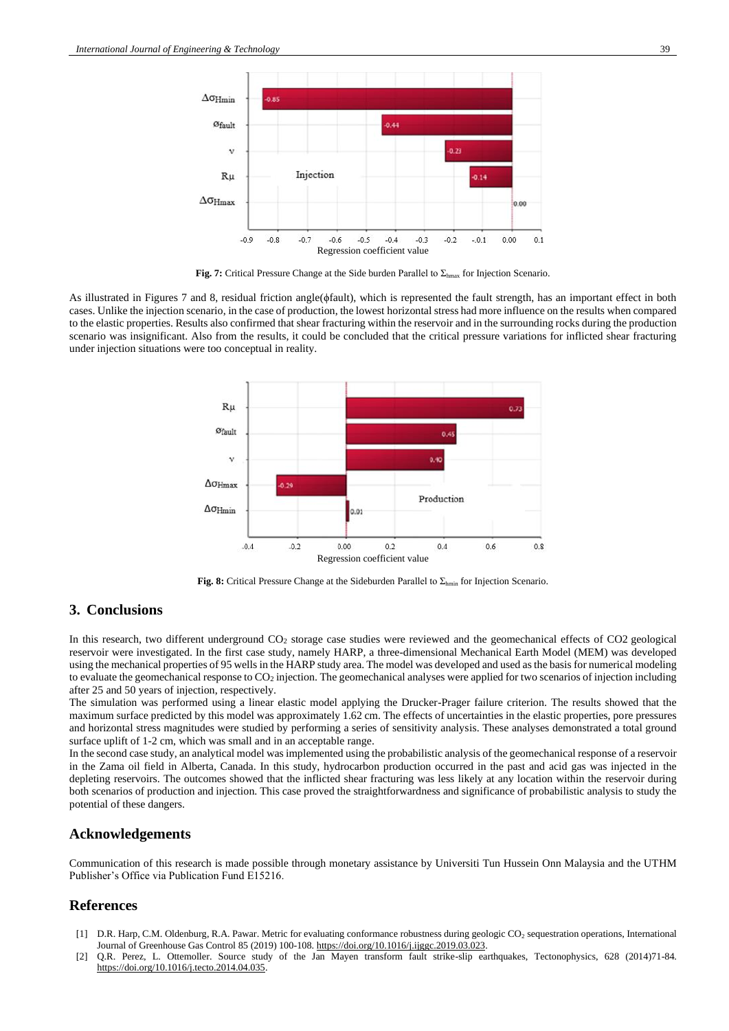Fig. 7: Critical Pressure Change at the Side burden Parallel to $\Sigma_{hmax}$ for Injection Scenario.

As illustrated in Figures 7 and 8, residual friction angle(ϕfault), which is represented the fault strength, has an important effect in both cases. Unlike the injection scenario, in the case of production, the lowest horizontal stress had more influence on the results when compared to the elastic properties. Results also confirmed that shear fracturing within the reservoir and in the surrounding rocks during the production scenario was insignificant. Also from the results, it could be concluded that the critical pressure variations for inflicted shear fracturing under injection situations were too conceptual in reality.

**Fig. 8:** Critical Pressure Change at the Sideburden Parallel to $\Sigma_{hmin}$ for Injection Scenario.

## 3. Conclusions

In this research, two different underground $CO_2$ storage case studies were reviewed and the geomechanical effects of CO2 geological reservoir were investigated. In the first case study, namely HARP, a three-dimensional Mechanical Earth Model (MEM) was developed using the mechanical properties of 95 wells in the HARP study area. The model was developed and used as the basis for numerical modeling to evaluate the geomechanical response to $CO_2$ injection. The geomechanical analyses were applied for two scenarios of injection including after 25 and 50 years of injection, respectively.

The simulation was performed using a linear elastic model applying the Drucker-Prager failure criterion. The results showed that the maximum surface predicted by this model was approximately 1.62 cm. The effects of uncertainties in the elastic properties, pore pressures and horizontal stress magnitudes were studied by performing a series of sensitivity analysis. These analyses demonstrated a total ground surface uplift of 1-2 cm, which was small and in an acceptable range.

In the second case study, an analytical model was implemented using the probabilistic analysis of the geomechanical response of a reservoir in the Zama oil field in Alberta, Canada. In this study, hydrocarbon production occurred in the past and acid gas was injected in the depleting reservoirs. The outcomes showed that the inflicted shear fracturing was less likely at any location within the reservoir during both scenarios of production and injection. This case proved the straightforwardness and significance of probabilistic analysis to study the potential of these dangers.

## Acknowledgements

Communication of this research is made possible through monetary assistance by Universiti Tun Hussein Onn Malaysia and the UTHM Publisher's Office via Publication Fund E15216.

## References

[1] D.R. Harp, C.M. Oldenburg, R.A. Pawar. Metric for evaluating conformance robustness during geologic $CO_2$ sequestration operations, International Journal of Greenhouse Gas Control 85 (2019) 100-108. https://doi.org/10.1016/j.ijggc.2019.03.023.

[2] Q.R. Perez, L. Ottemoller. Source study of the Jan Mayen transform fault strike-slip earthquakes, Tectonophysics, 628 (2014)71-84. https://doi.org/10.1016/j.tecto.2014.04.035.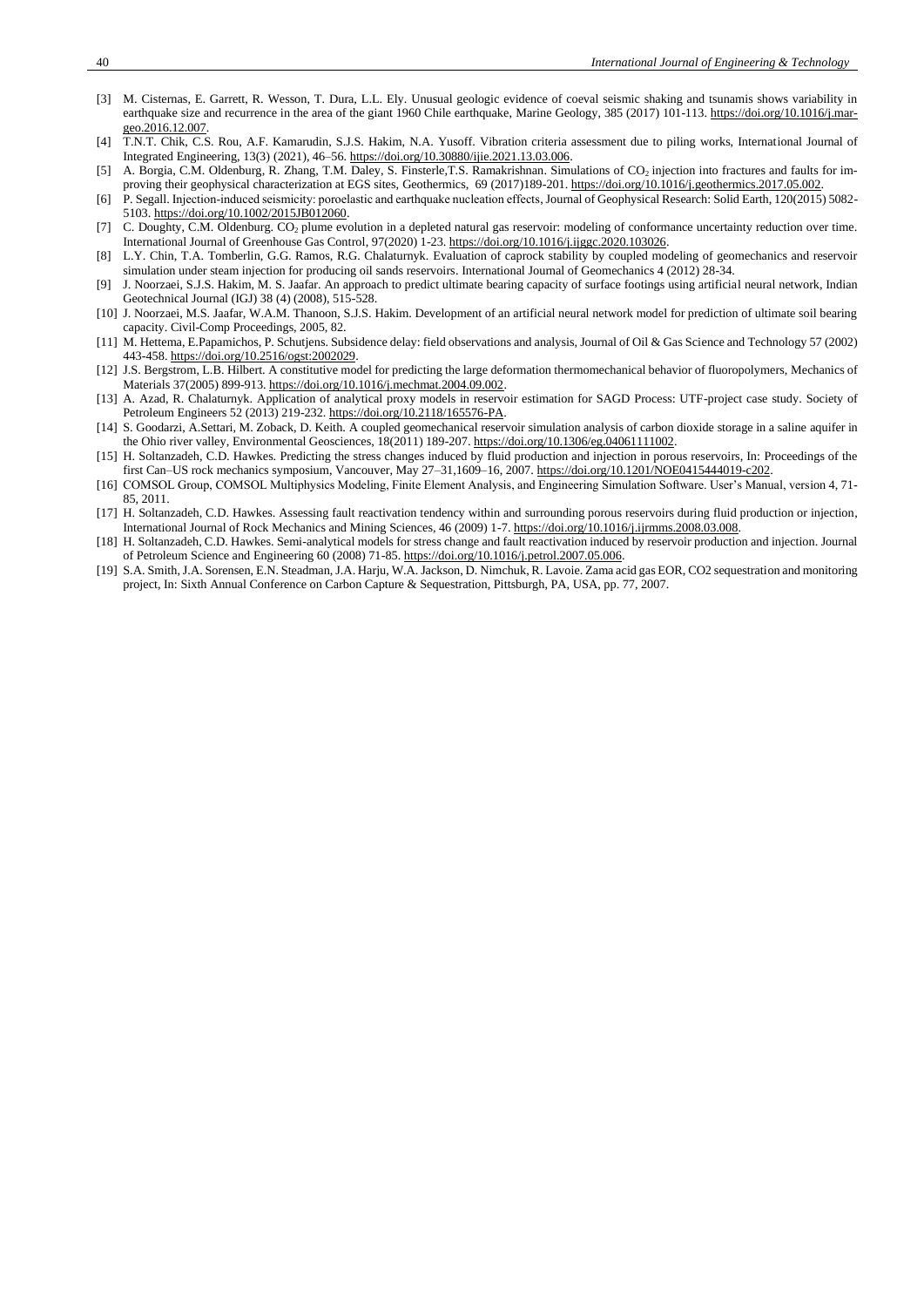[3] M. Cisternas, E. Garrett, R. Wesson, T. Dura, L.L. Ely. Unusual geologic evidence of coeval seismic shaking and tsunamis shows variability in earthquake size and recurrence in the area of the giant 1960 Chile earthquake, Marine Geology, 385 (2017) 101-113. https://doi.org/10.1016/j.margeo.2016.12.007.

[4] T.N.T. Chik, C.S. Rou, A.F. Kamarudin, S.J.S. Hakim, N.A. Yusoff. Vibration criteria assessment due to piling works, International Journal of Integrated Engineering, 13(3) (2021), 46–56. https://doi.org/10.30880/ijie.2021.13.03.006.

[5] A. Borgia, C.M. Oldenburg, R. Zhang, T.M. Daley, S. Finsterle,T.S. Ramakrishnan. Simulations of $CO_2$ injection into fractures and faults for improving their geophysical characterization at EGS sites, Geothermics, 69 (2017)189-201. https://doi.org/10.1016/j.geothermics.2017.05.002.

[6] P. Segall. Injection-induced seismicity: poroelastic and earthquake nucleation effects, Journal of Geophysical Research: Solid Earth, 120(2015) 5082-5103. https://doi.org/10.1002/2015JB012060.

[7] C. Doughty, C.M. Oldenburg. $CO_2$ plume evolution in a depleted natural gas reservoir: modeling of conformance uncertainty reduction over time. International Journal of Greenhouse Gas Control, 97(2020) 1-23. https://doi.org/10.1016/j.ijggc.2020.103026.

[8] L.Y. Chin, T.A. Tomberlin, G.G. Ramos, R.G. Chalaturnyk. Evaluation of caprock stability by coupled modeling of geomechanics and reservoir simulation under steam injection for producing oil sands reservoirs. International Journal of Geomechanics 4 (2012) 28-34.

[9] J. Noorzaei, S.J.S. Hakim, M. S. Jaafar. An approach to predict ultimate bearing capacity of surface footings using artificial neural network, Indian Geotechnical Journal (IGJ) 38 (4) (2008), 515-528.

[10] J. Noorzaei, M.S. Jaafar, W.A.M. Thanoon, S.J.S. Hakim. Development of an artificial neural network model for prediction of ultimate soil bearing capacity. Civil-Comp Proceedings, 2005, 82.

[11] M. Hettema, E.Papamichos, P. Schutjens. Subsidence delay: field observations and analysis, Journal of Oil & Gas Science and Technology 57 (2002) 443-458. https://doi.org/10.2516/ogst:2002029.

[12] J.S. Bergstrom, L.B. Hilbert. A constitutive model for predicting the large deformation thermomechanical behavior of fluoropolymers, Mechanics of Materials 37(2005) 899-913. https://doi.org/10.1016/j.mechmat.2004.09.002.

[13] A. Azad, R. Chalaturnyk. Application of analytical proxy models in reservoir estimation for SAGD Process: UTF-project case study. Society of Petroleum Engineers 52 (2013) 219-232. https://doi.org/10.2118/165576-PA.

[14] S. Goodarzi, A.Settari, M. Zoback, D. Keith. A coupled geomechanical reservoir simulation analysis of carbon dioxide storage in a saline aquifer in the Ohio river valley, Environmental Geosciences, 18(2011) 189-207. https://doi.org/10.1306/eg.04061111002.

[15] H. Soltanzadeh, C.D. Hawkes. Predicting the stress changes induced by fluid production and injection in porous reservoirs, In: Proceedings of the first Can–US rock mechanics symposium, Vancouver, May 27–31,1609–16, 2007. https://doi.org/10.1201/NOE0415444019-c202.

[16] COMSOL Group, COMSOL Multiphysics Modeling, Finite Element Analysis, and Engineering Simulation Software. User's Manual, version 4, 71-85, 2011.

[17] H. Soltanzadeh, C.D. Hawkes. Assessing fault reactivation tendency within and surrounding porous reservoirs during fluid production or injection, International Journal of Rock Mechanics and Mining Sciences, 46 (2009) 1-7. https://doi.org/10.1016/j.ijrmms.2008.03.008.

[18] H. Soltanzadeh, C.D. Hawkes. Semi-analytical models for stress change and fault reactivation induced by reservoir production and injection. Journal of Petroleum Science and Engineering 60 (2008) 71-85. https://doi.org/10.1016/j.petrol.2007.05.006.

[19] S.A. Smith, J.A. Sorensen, E.N. Steadman, J.A. Harju, W.A. Jackson, D. Nimchuk, R. Lavoie. Zama acid gas EOR, CO2 sequestration and monitoring project, In: Sixth Annual Conference on Carbon Capture & Sequestration, Pittsburgh, PA, USA, pp. 77, 2007.